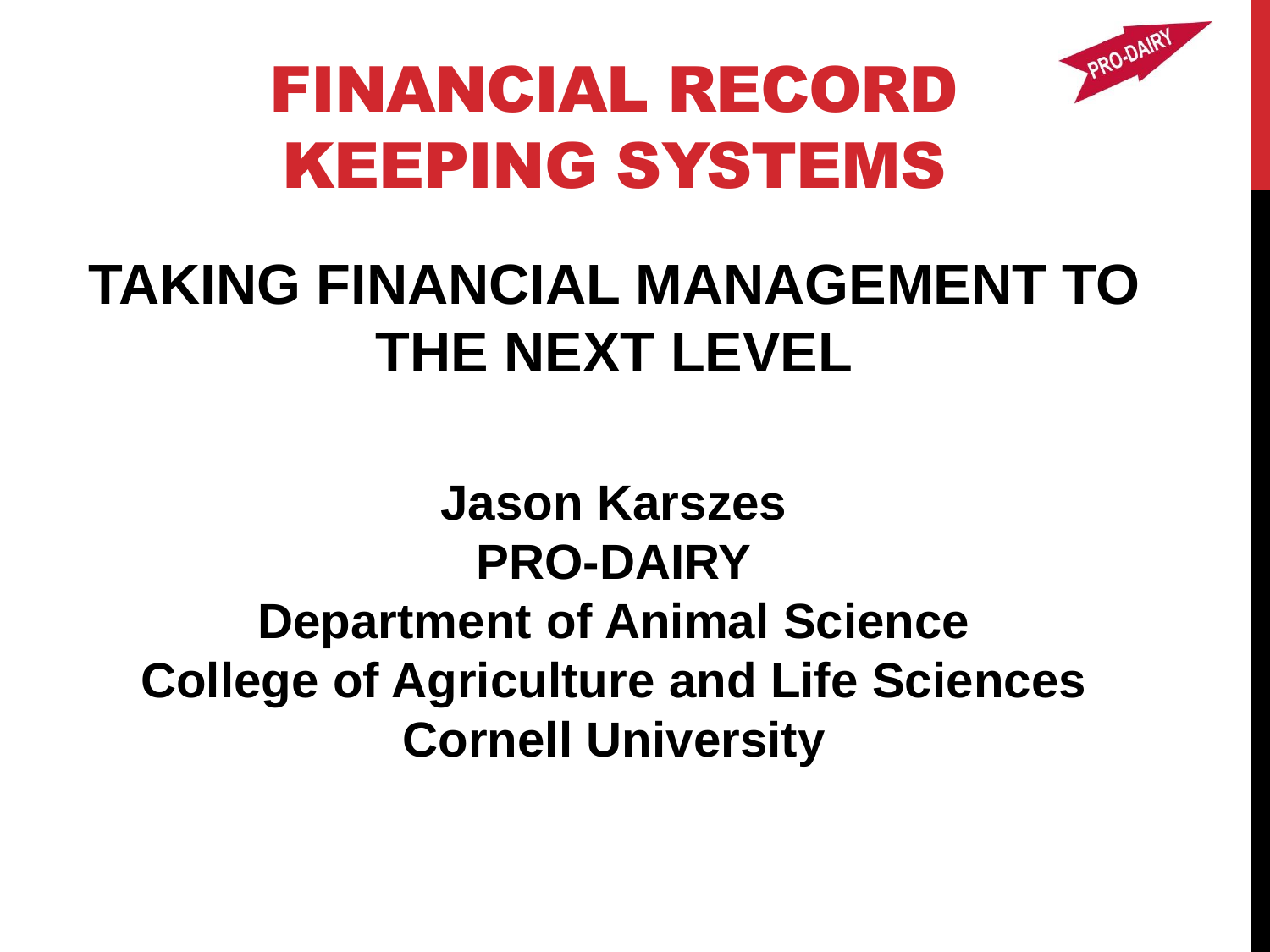# FINANCIAL RECORD KEEPING SYSTEMS

PRO-DAIRY

## TAKING FINANCIAL MANAGEMENT TO THE NEXT LEVEL

**Jason Karszes**
**PRO-DAIRY**
**Department of Animal Science**
**College of Agriculture and Life Sciences**
**Cornell University**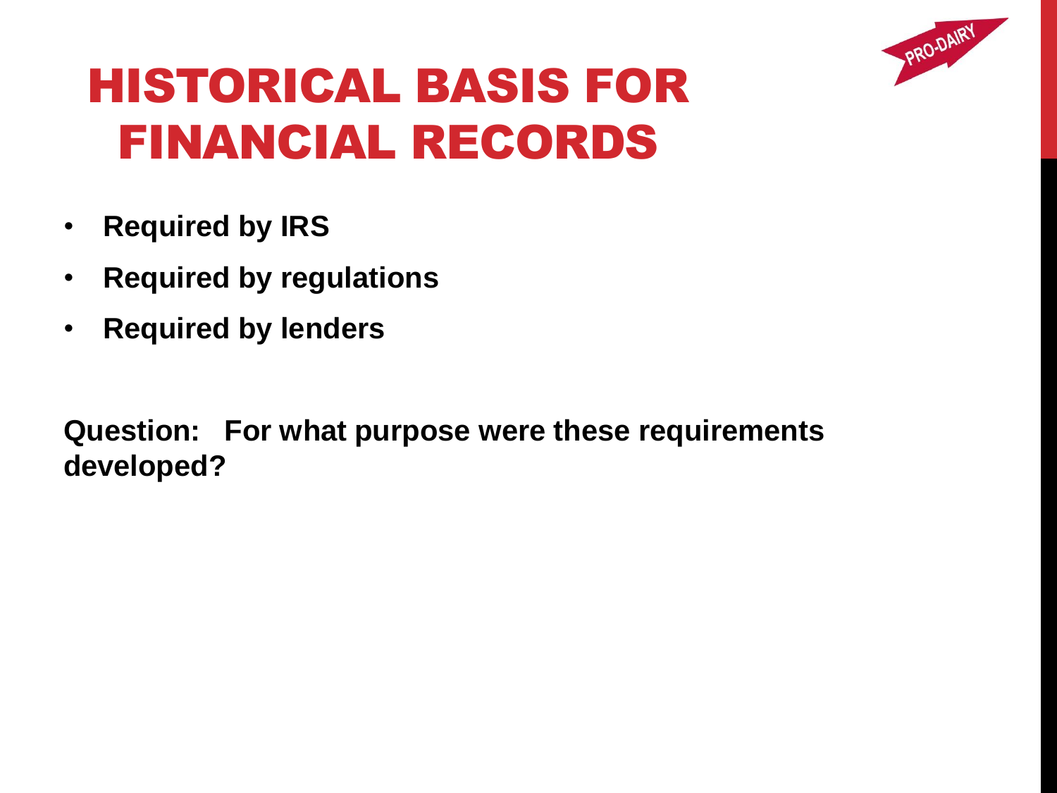# HISTORICAL BASIS FOR FINANCIAL RECORDS

- **Required by IRS**
- **Required by regulations**
- **Required by lenders**

**Question: For what purpose were these requirements developed?**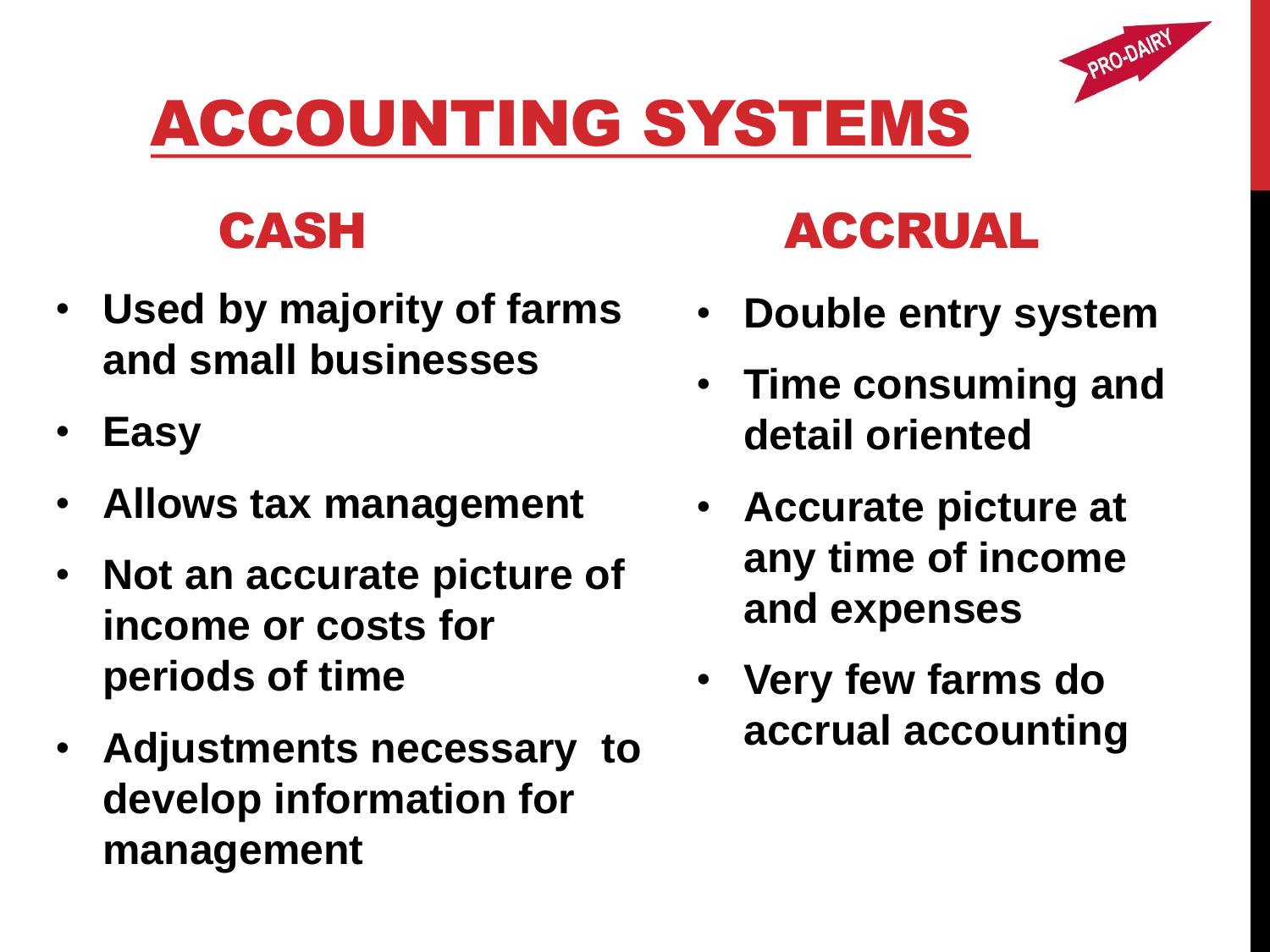# ACCOUNTING SYSTEMS

## CASH

- Used by majority of farms and small businesses
- Easy
- Allows tax management
- Not an accurate picture of income or costs for periods of time
- Adjustments necessary to develop information for management

## ACCRUAL

- Double entry system
- Time consuming and detail oriented
- Accurate picture at any time of income and expenses
- Very few farms do accrual accounting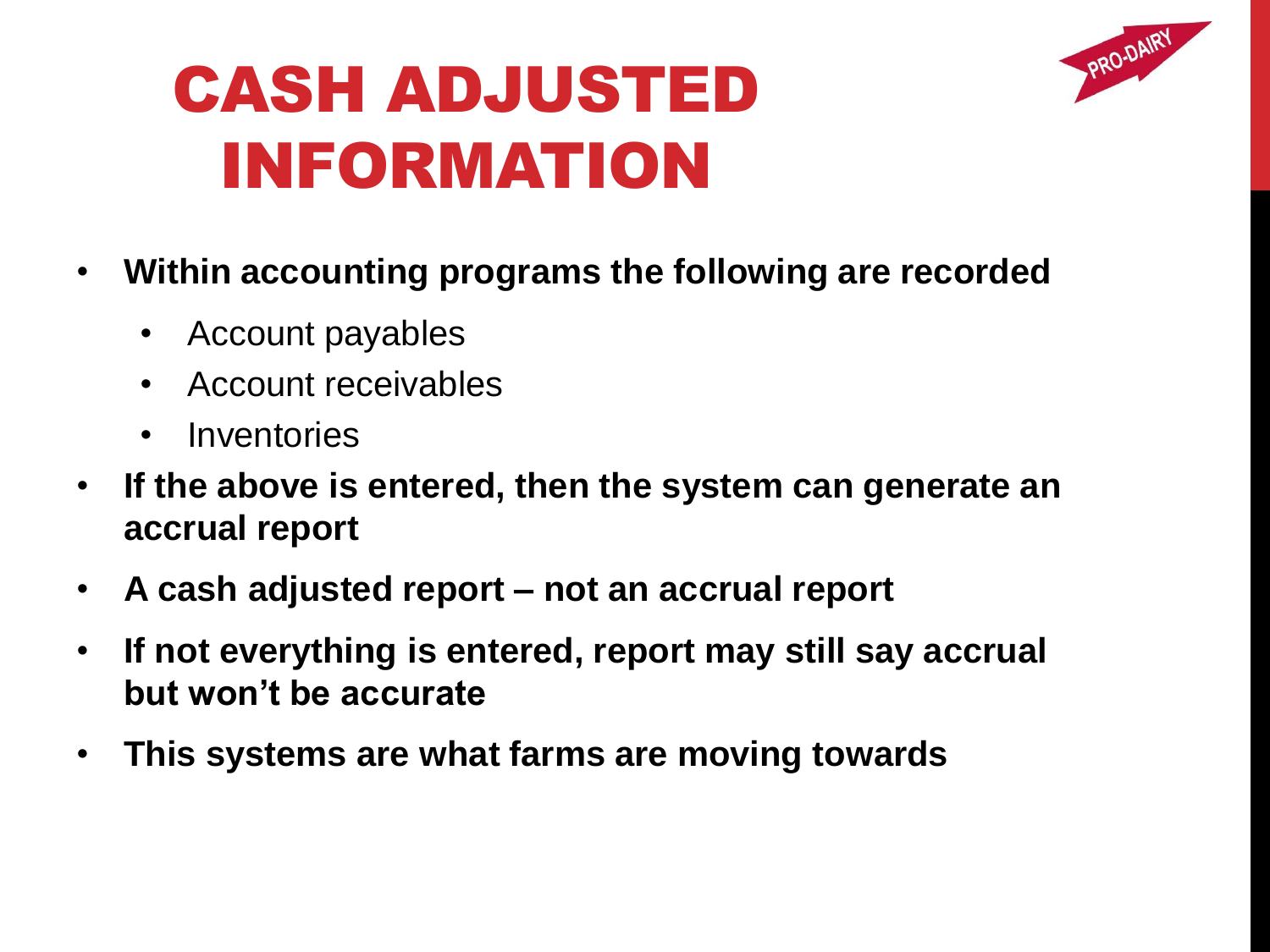# CASH ADJUSTED INFORMATION

- **Within accounting programs the following are recorded**
  - Account payables
  - Account receivables
  - Inventories
- **If the above is entered, then the system can generate an accrual report**
- **A cash adjusted report – not an accrual report**
- **If not everything is entered, report may still say accrual but won't be accurate**
- **This systems are what farms are moving towards**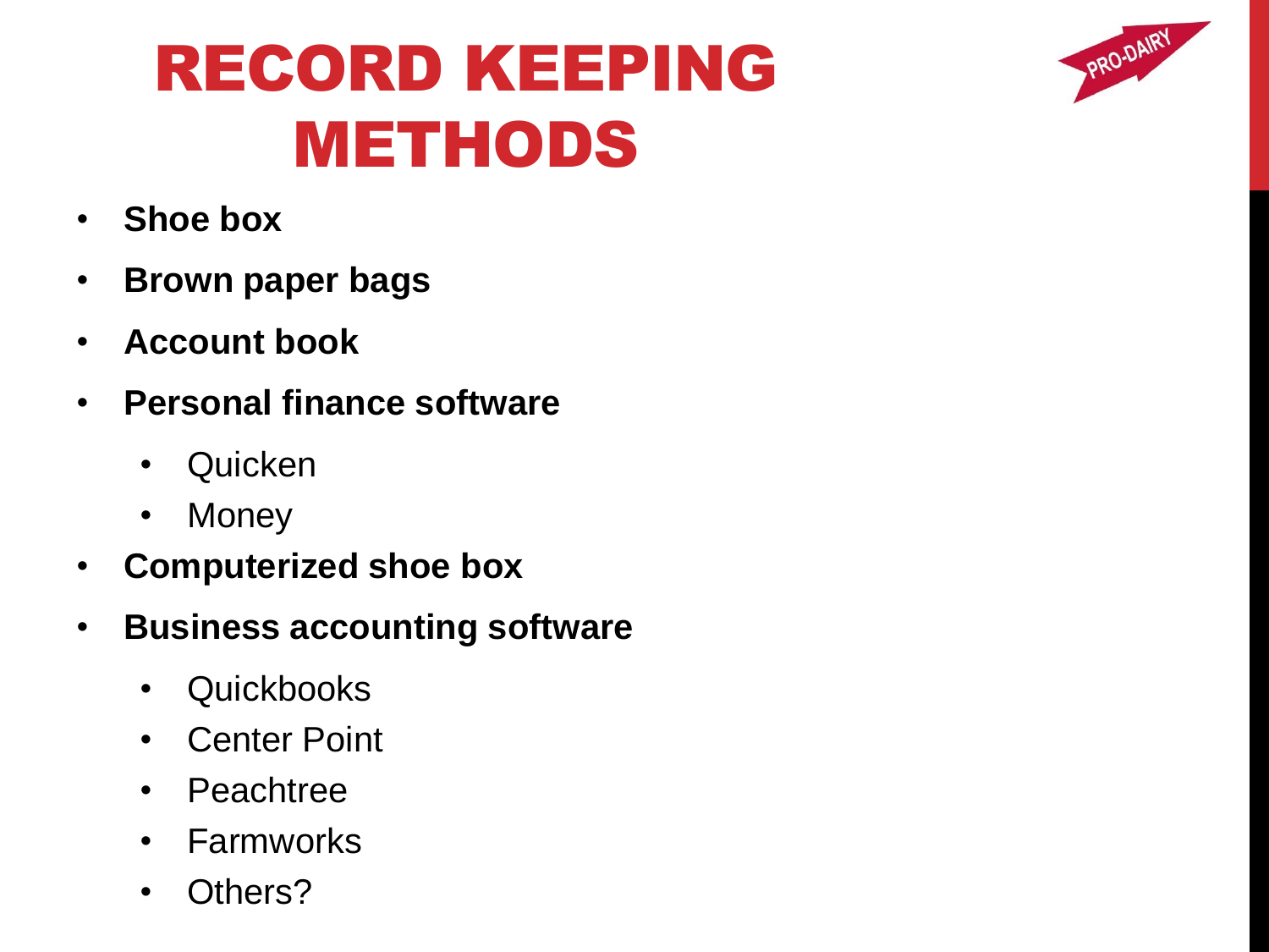# RECORD KEEPING METHODS

- **Shoe box**
- **Brown paper bags**
- **Account book**
- **Personal finance software**
    - Quicken
    - Money
- **Computerized shoe box**
- **Business accounting software**
    - Quickbooks
    - Center Point
    - Peachtree
    - Farmworks
    - Others?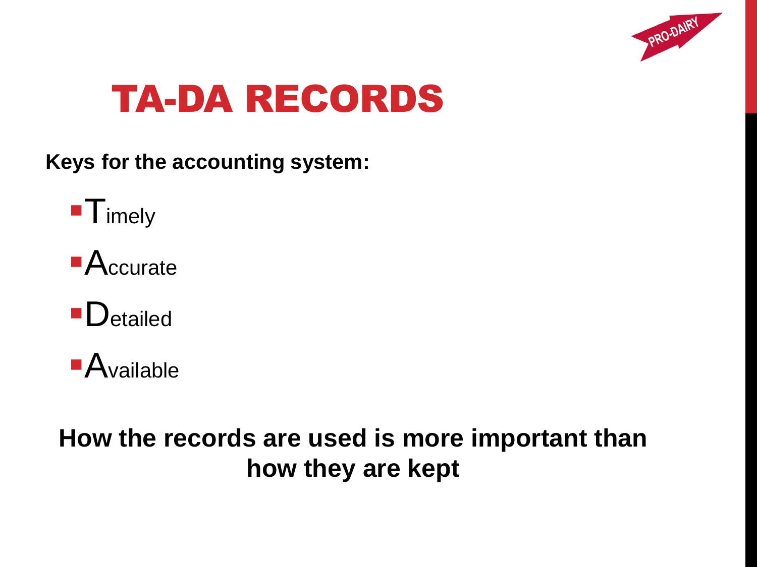# TA-DA RECORDS

**Keys for the accounting system:**

- Timely
- Accurate
- Detailed
- Available

**How the records are used is more important than how they are kept**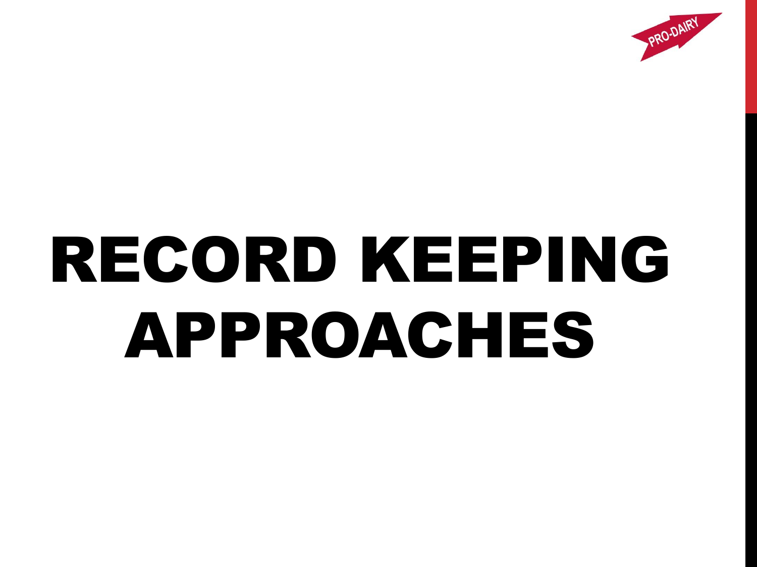# RECORD KEEPING APPROACHES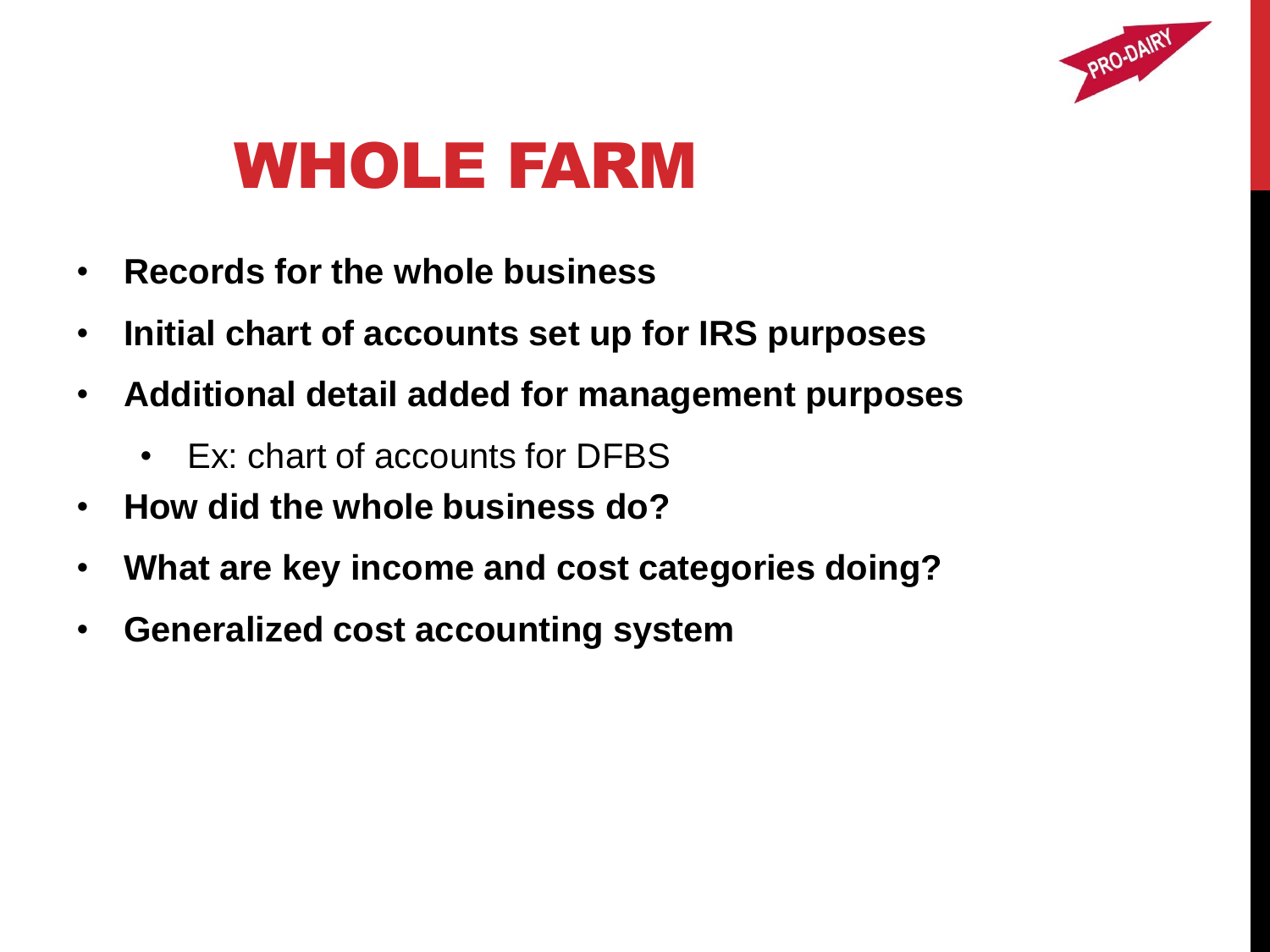# WHOLE FARM

- **Records for the whole business**
- **Initial chart of accounts set up for IRS purposes**
- **Additional detail added for management purposes**
  - Ex: chart of accounts for DFBS
- **How did the whole business do?**
- **What are key income and cost categories doing?**
- **Generalized cost accounting system**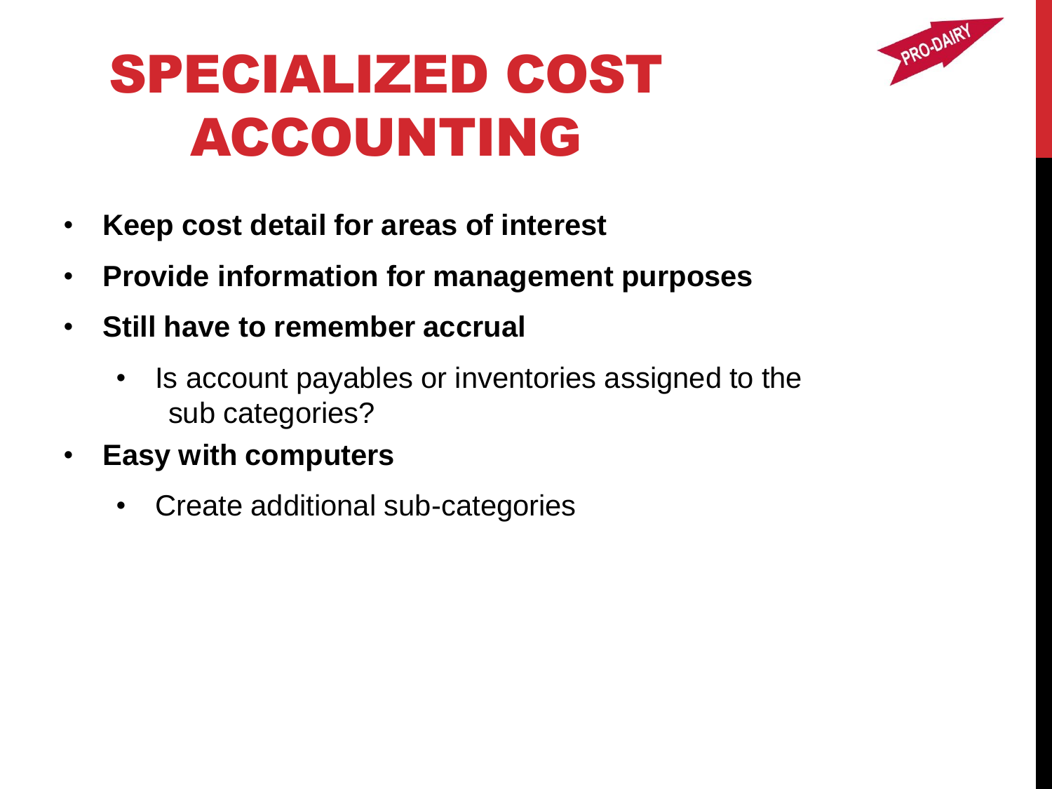# SPECIALIZED COST ACCOUNTING

- **Keep cost detail for areas of interest**
- **Provide information for management purposes**
- **Still have to remember accrual**
  - Is account payables or inventories assigned to the sub categories?
- **Easy with computers**
  - Create additional sub-categories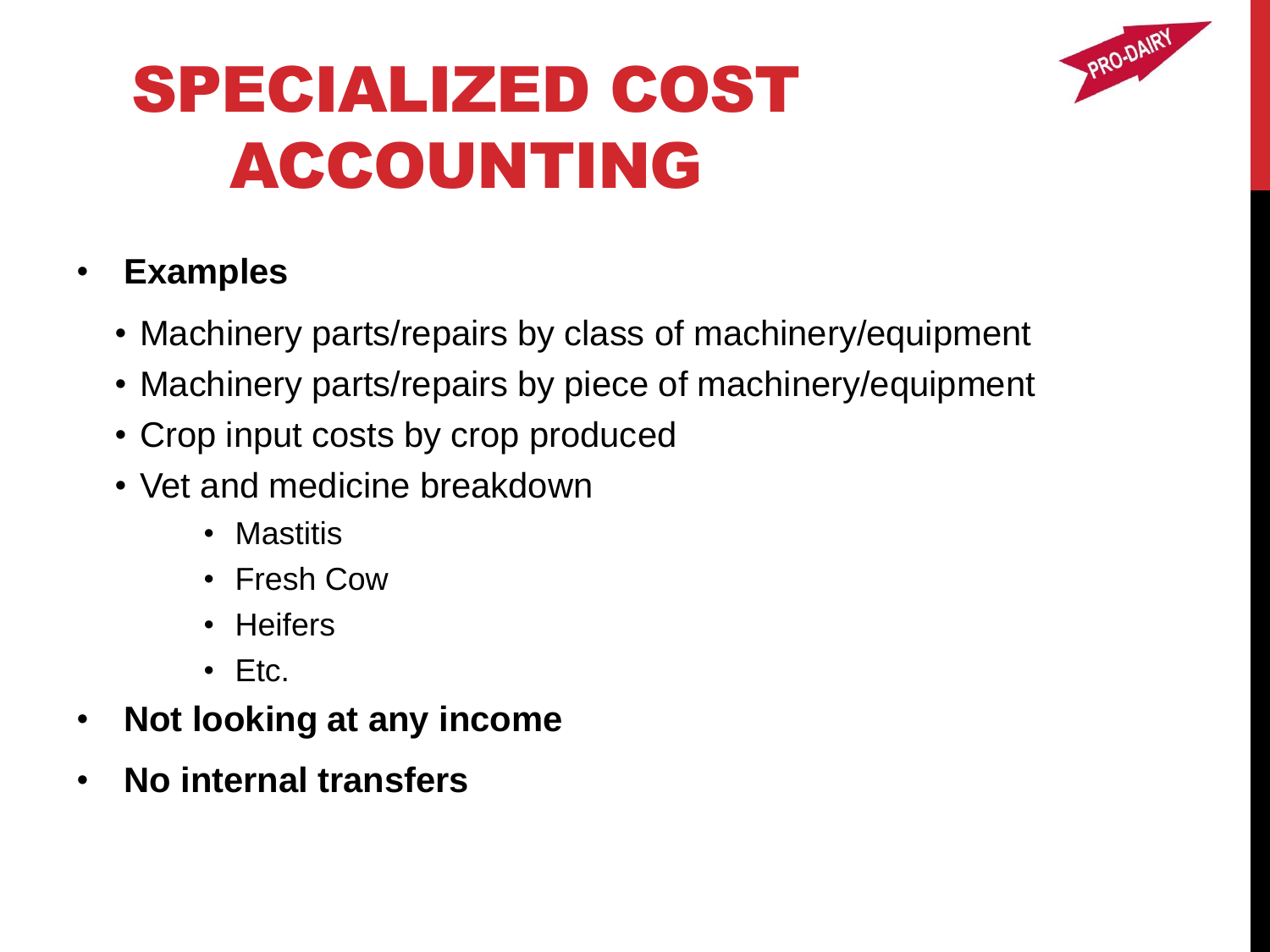# SPECIALIZED COST ACCOUNTING

- **Examples**
  - Machinery parts/repairs by class of machinery/equipment
  - Machinery parts/repairs by piece of machinery/equipment
  - Crop input costs by crop produced
  - Vet and medicine breakdown
    - Mastitis
    - Fresh Cow
    - Heifers
    - Etc.
- **Not looking at any income**
- **No internal transfers**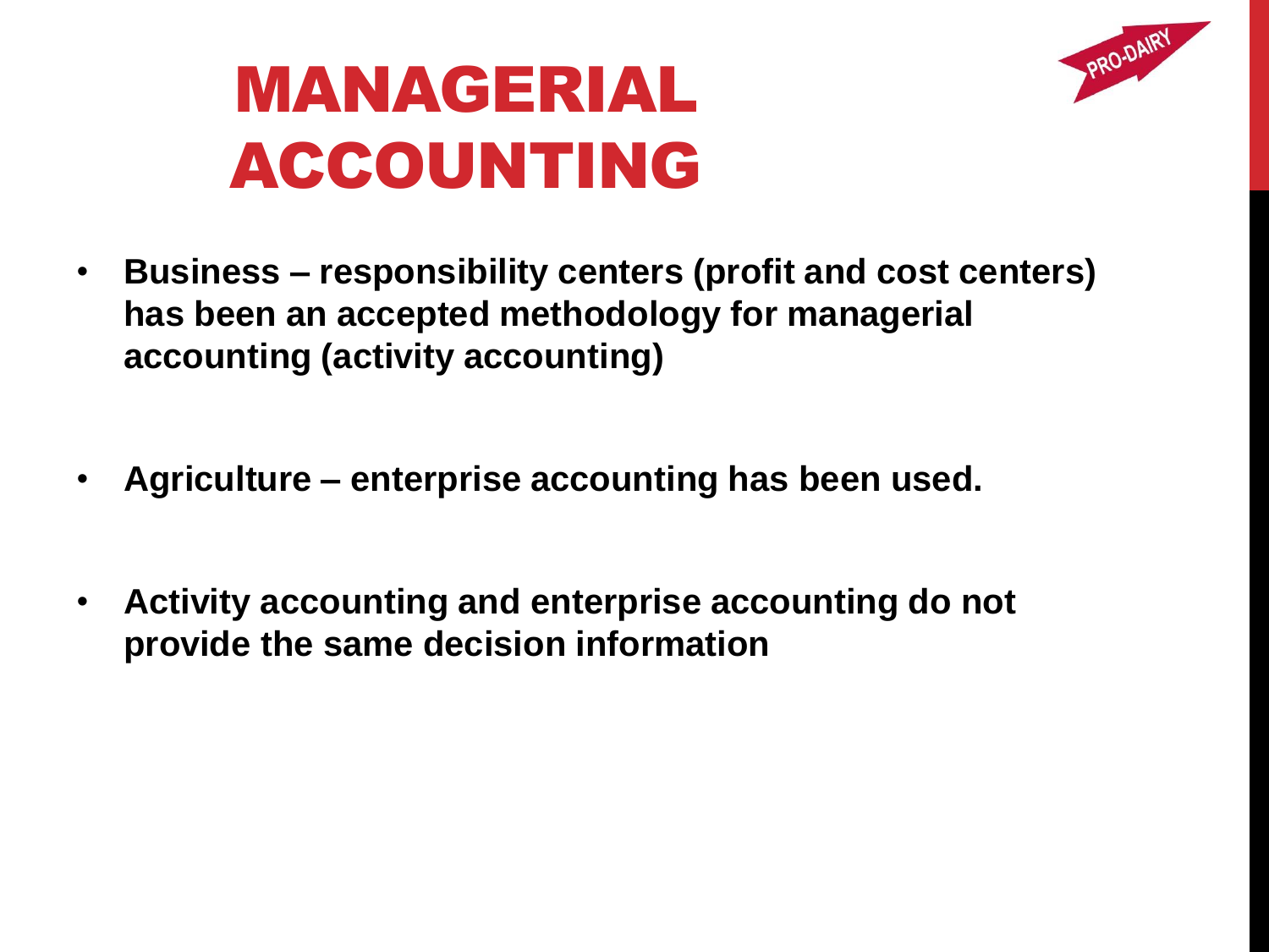# MANAGERIAL ACCOUNTING

- **Business – responsibility centers (profit and cost centers) has been an accepted methodology for managerial accounting (activity accounting)**
- **Agriculture – enterprise accounting has been used.**
- **Activity accounting and enterprise accounting do not provide the same decision information**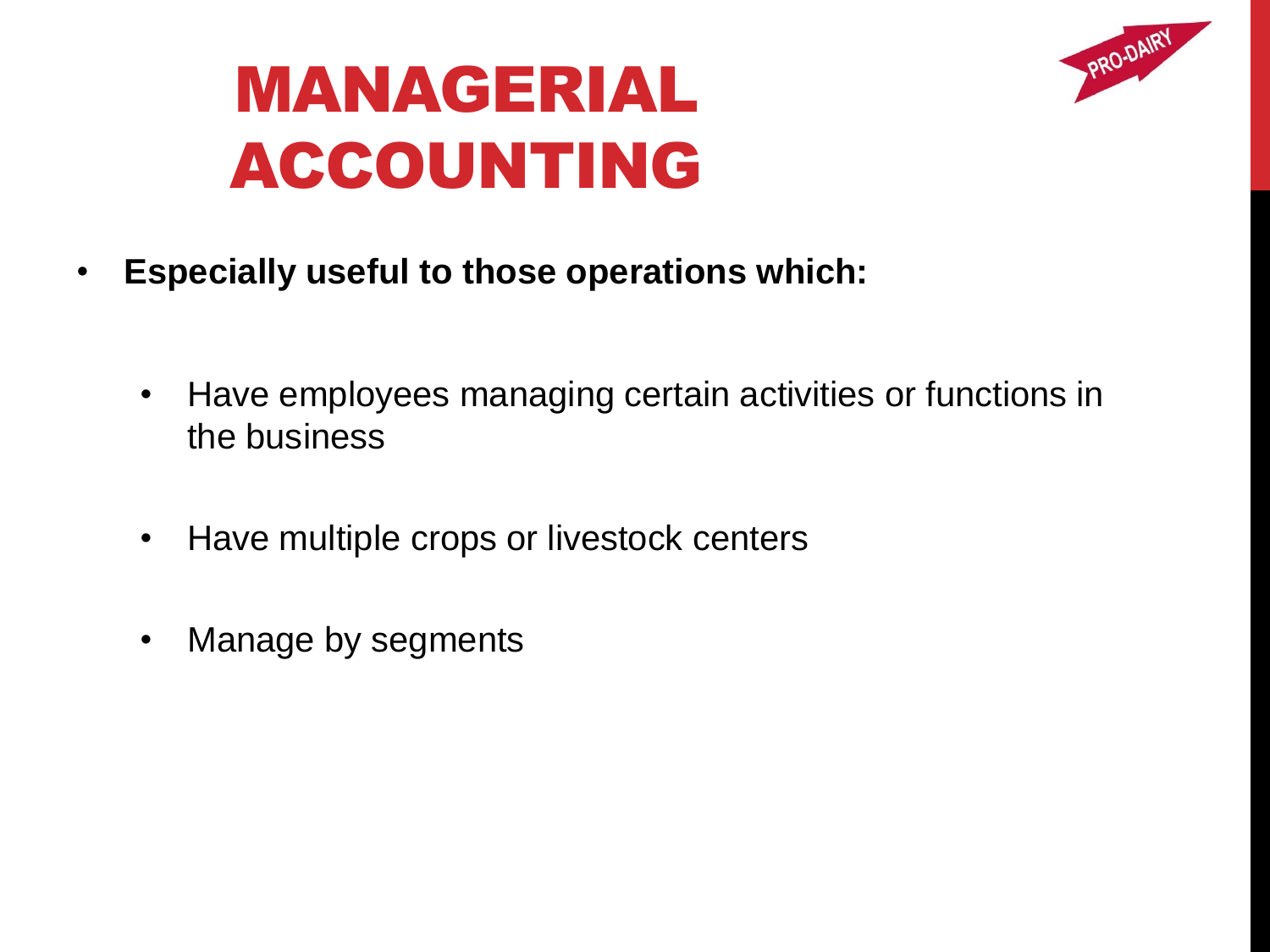# MANAGERIAL ACCOUNTING

- **Especially useful to those operations which:**
  - Have employees managing certain activities or functions in the business
  - Have multiple crops or livestock centers
  - Manage by segments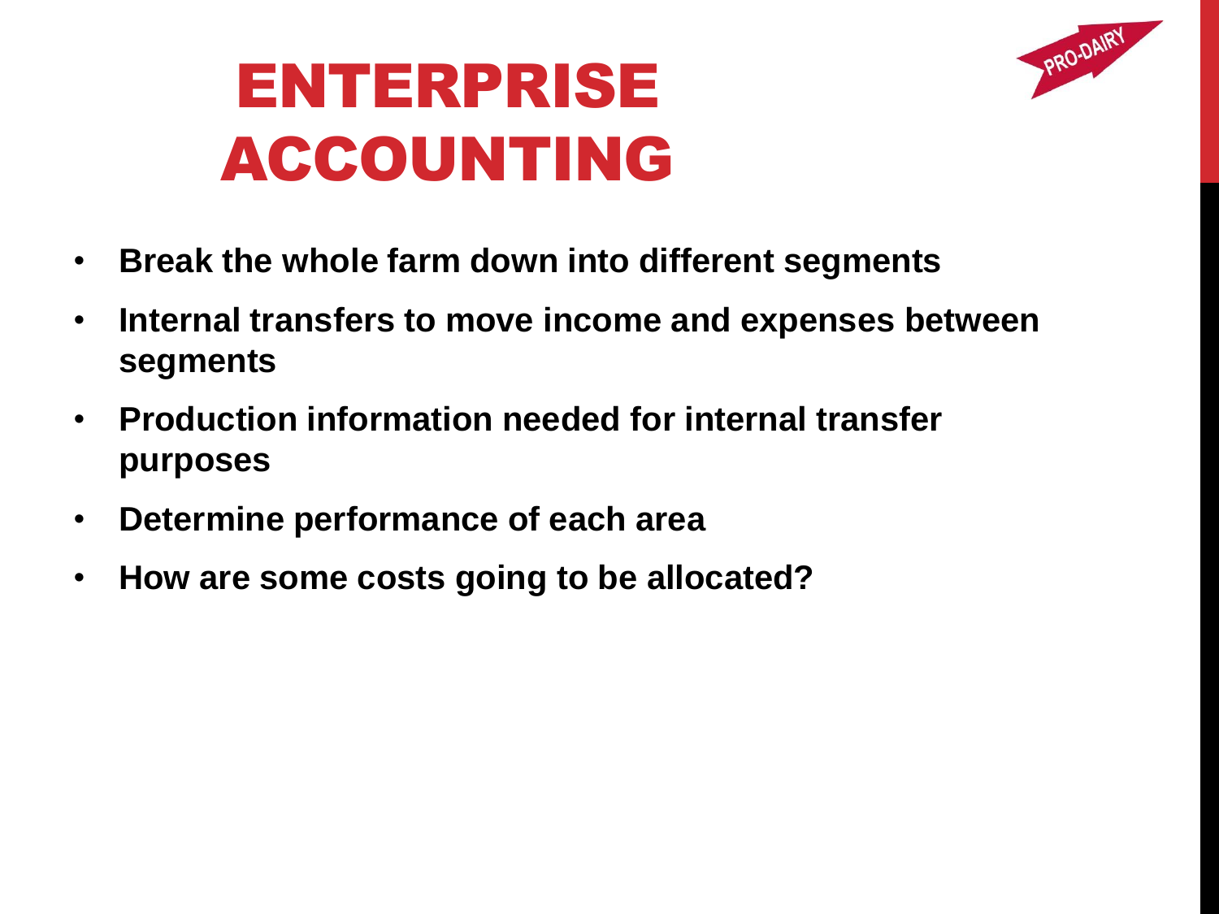# ENTERPRISE ACCOUNTING

- **Break the whole farm down into different segments**
- **Internal transfers to move income and expenses between segments**
- **Production information needed for internal transfer purposes**
- **Determine performance of each area**
- **How are some costs going to be allocated?**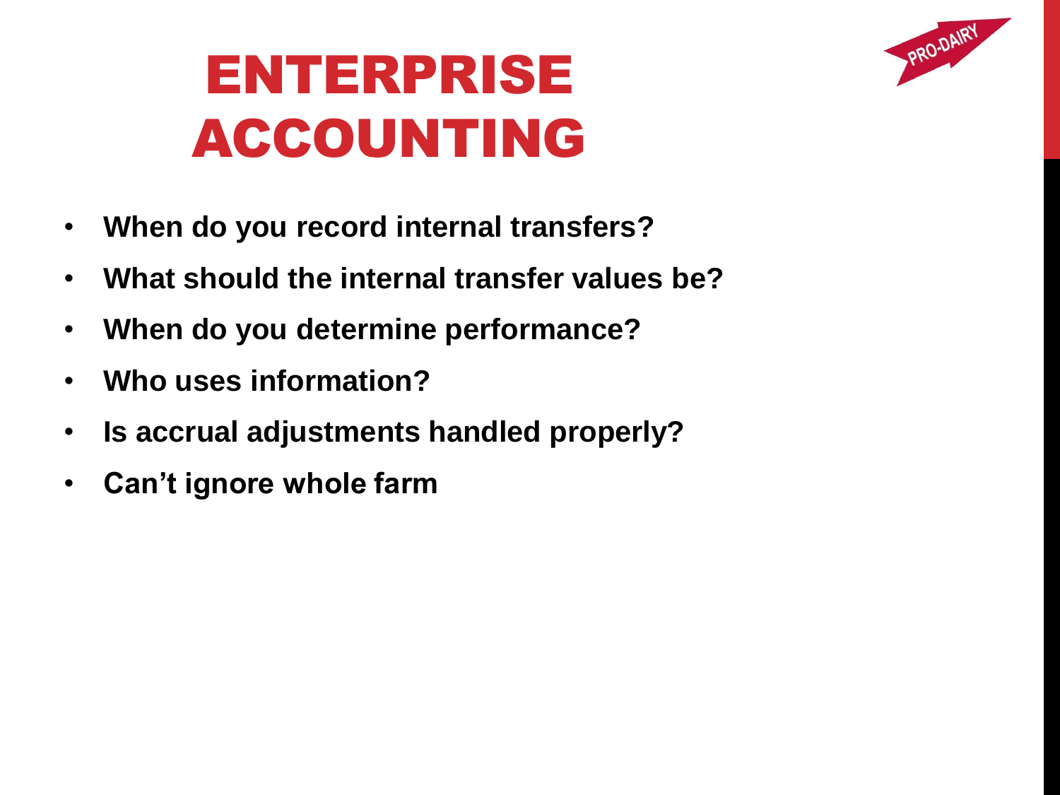# ENTERPRISE ACCOUNTING

- **When do you record internal transfers?**
- **What should the internal transfer values be?**
- **When do you determine performance?**
- **Who uses information?**
- **Is accrual adjustments handled properly?**
- **Can't ignore whole farm**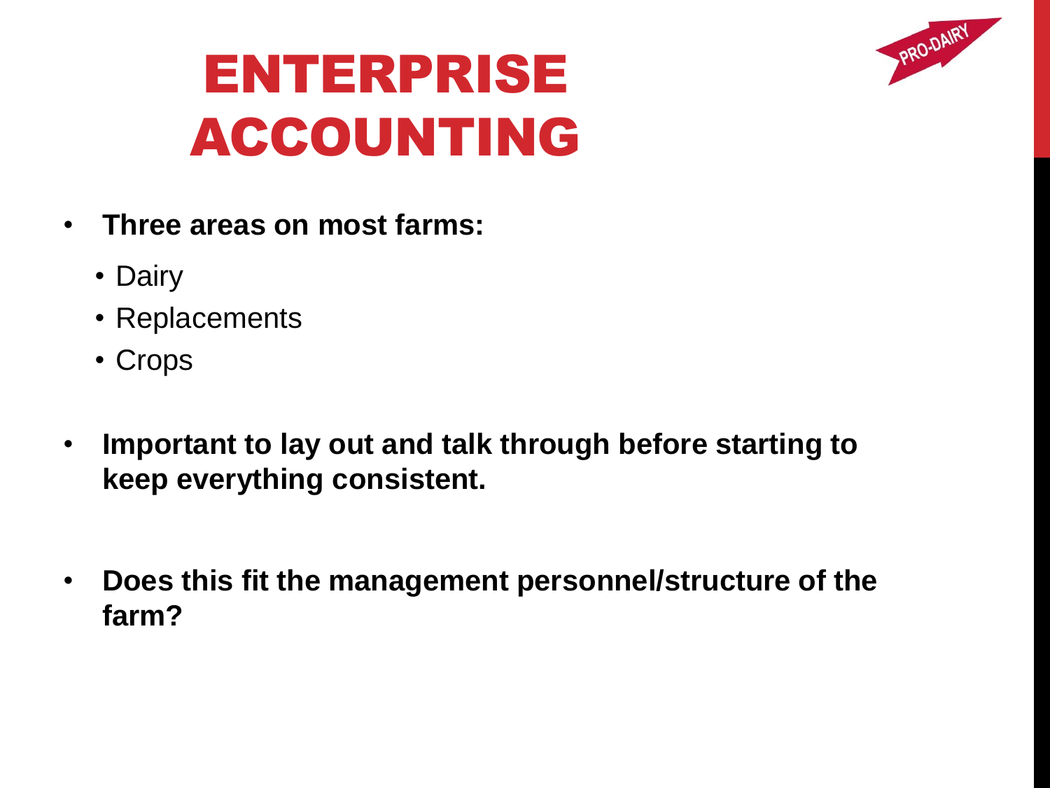# ENTERPRISE ACCOUNTING

- **Three areas on most farms:**
  - Dairy
  - Replacements
  - Crops

- **Important to lay out and talk through before starting to keep everything consistent.**

- **Does this fit the management personnel/structure of the farm?**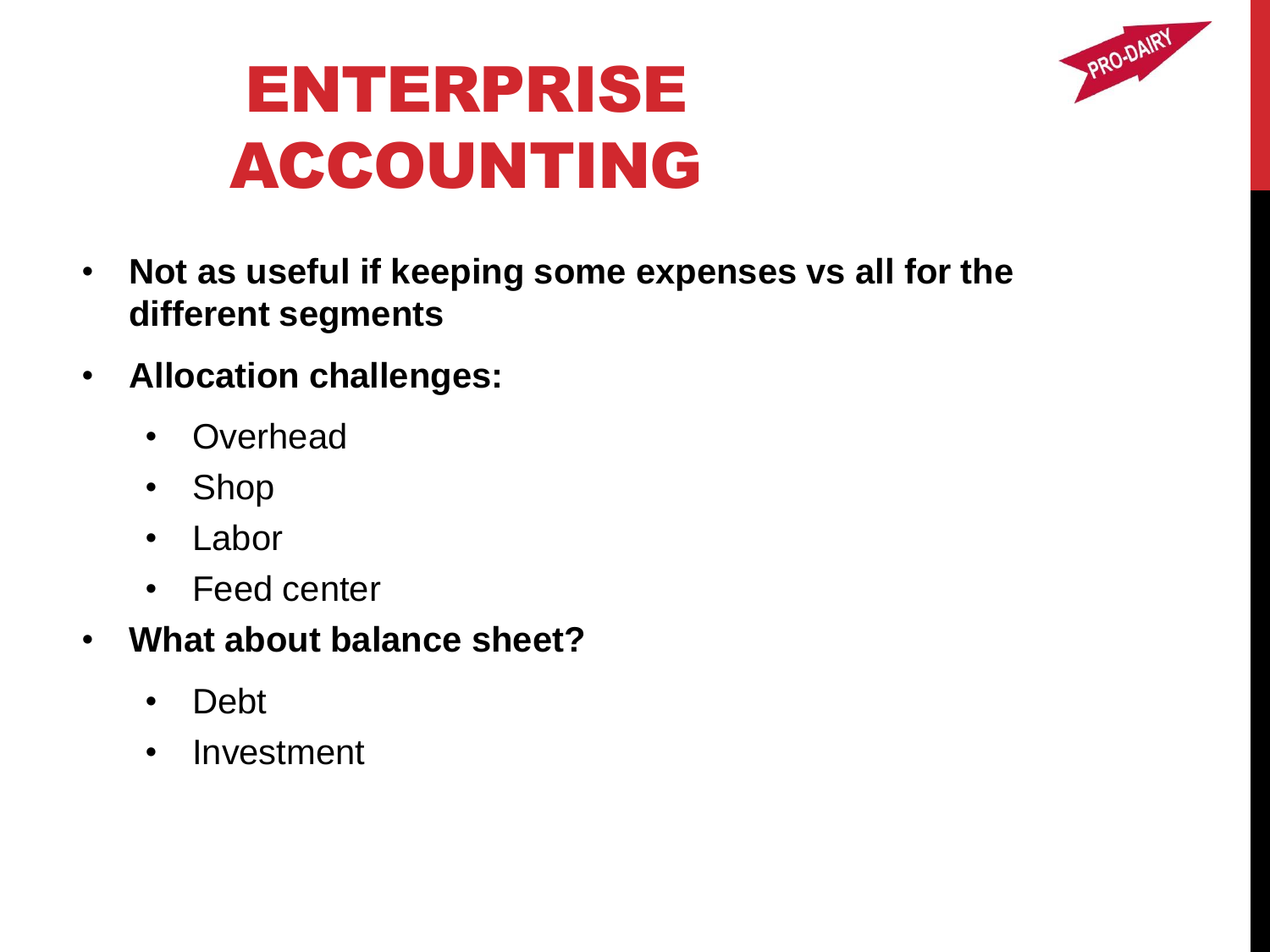# ENTERPRISE ACCOUNTING

- **Not as useful if keeping some expenses vs all for the different segments**
- **Allocation challenges:**
  - Overhead
  - Shop
  - Labor
  - Feed center
- **What about balance sheet?**
  - Debt
  - Investment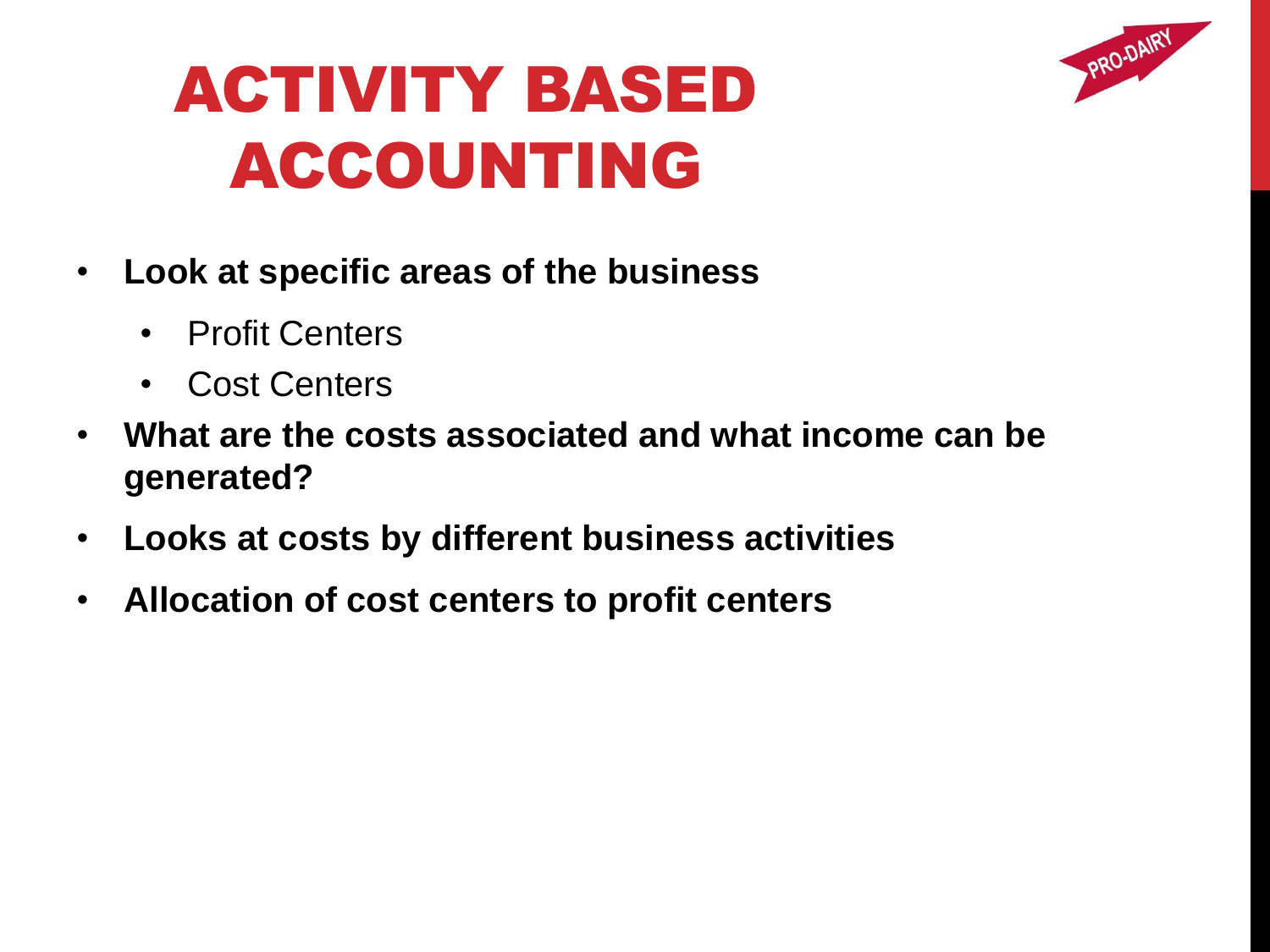# ACTIVITY BASED ACCOUNTING

- **Look at specific areas of the business**
  - Profit Centers
  - Cost Centers
- **What are the costs associated and what income can be generated?**
- **Looks at costs by different business activities**
- **Allocation of cost centers to profit centers**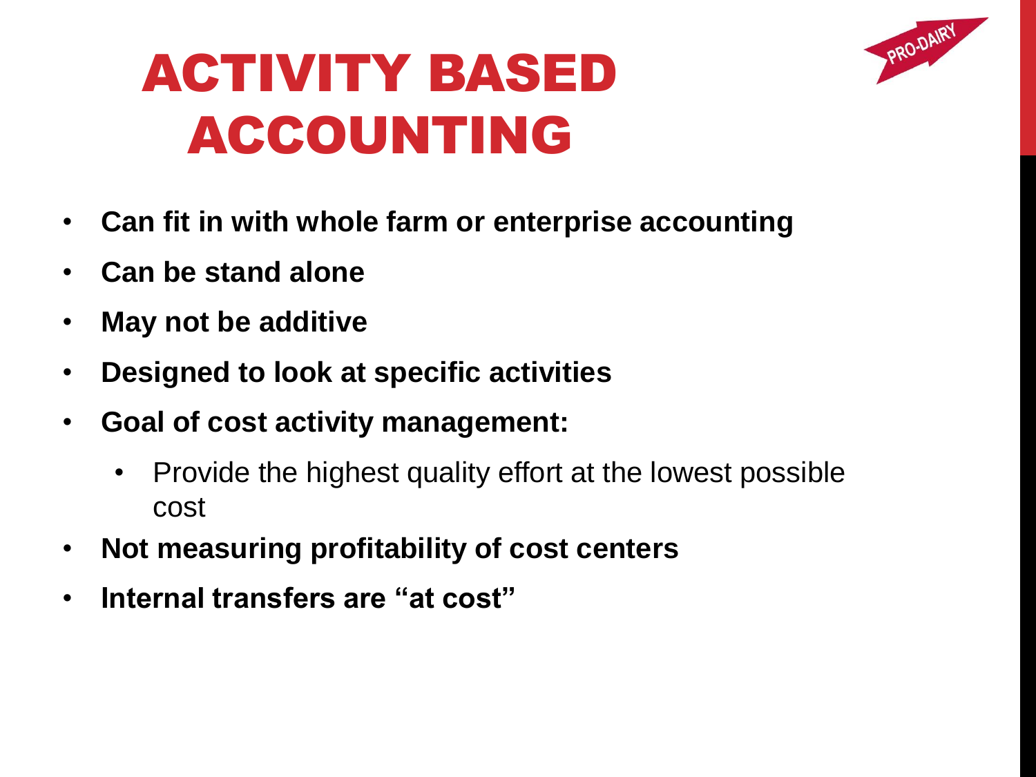# ACTIVITY BASED ACCOUNTING

- **Can fit in with whole farm or enterprise accounting**
- **Can be stand alone**
- **May not be additive**
- **Designed to look at specific activities**
- **Goal of cost activity management:**
  - Provide the highest quality effort at the lowest possible cost
- **Not measuring profitability of cost centers**
- **Internal transfers are "at cost"**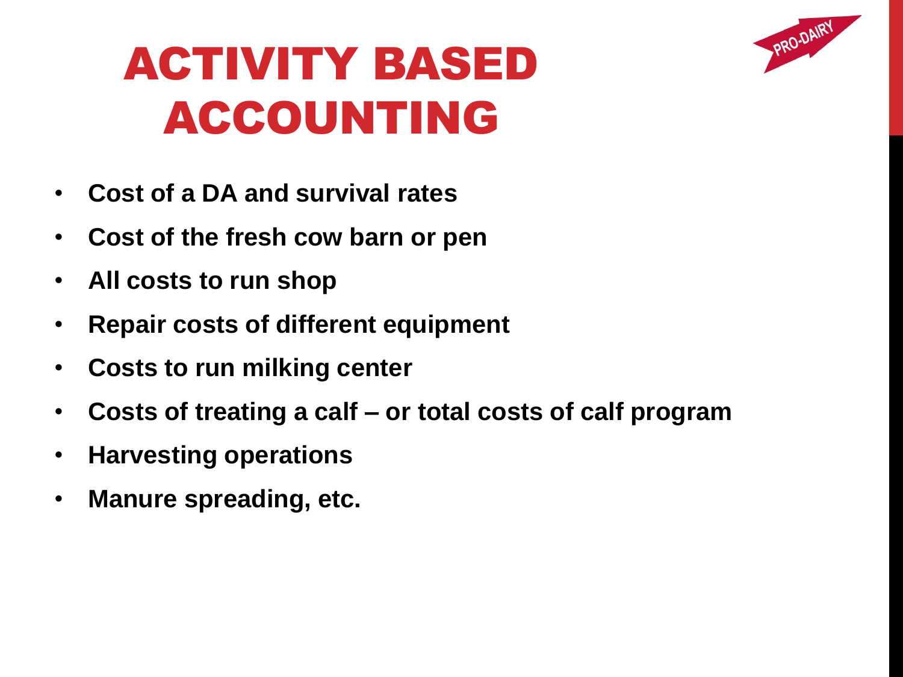# ACTIVITY BASED ACCOUNTING

- **Cost of a DA and survival rates**
- **Cost of the fresh cow barn or pen**
- **All costs to run shop**
- **Repair costs of different equipment**
- **Costs to run milking center**
- **Costs of treating a calf – or total costs of calf program**
- **Harvesting operations**
- **Manure spreading, etc.**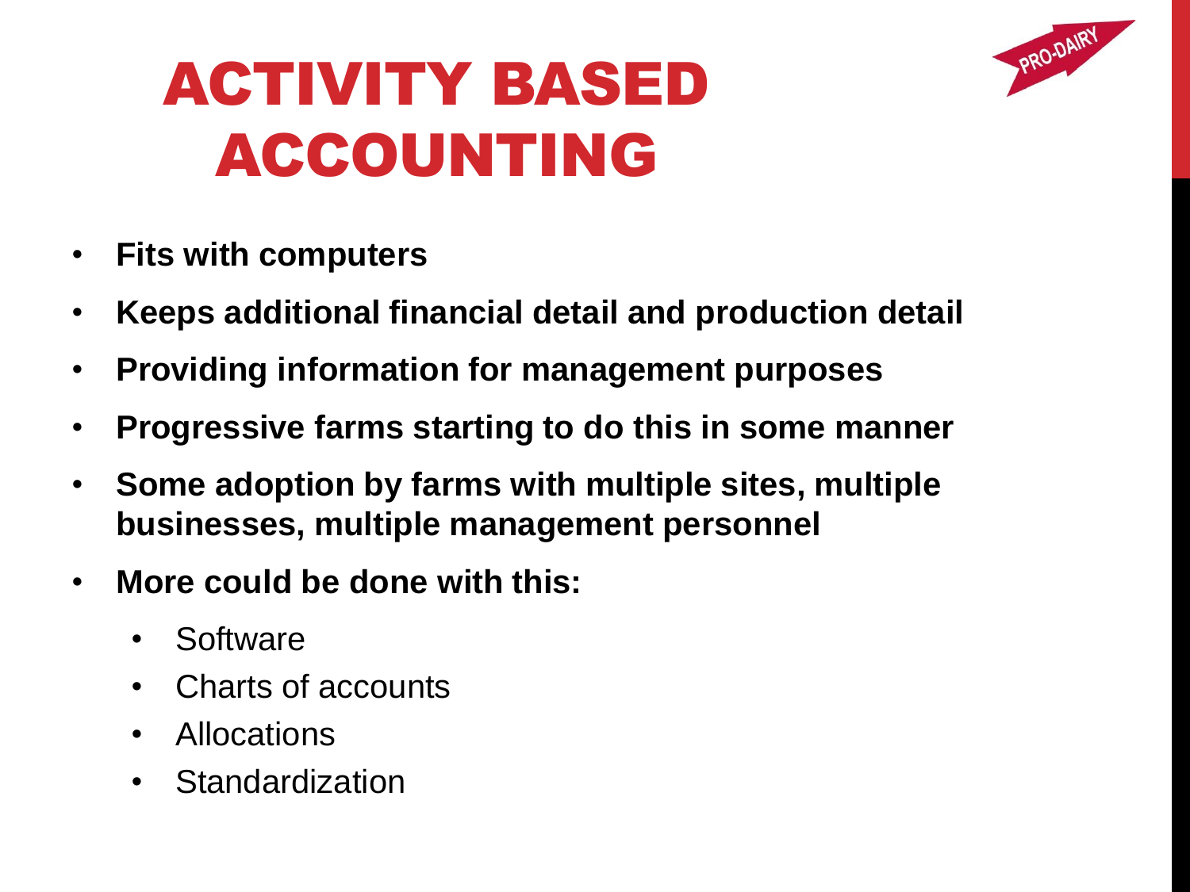# ACTIVITY BASED ACCOUNTING

- **Fits with computers**
- **Keeps additional financial detail and production detail**
- **Providing information for management purposes**
- **Progressive farms starting to do this in some manner**
- **Some adoption by farms with multiple sites, multiple businesses, multiple management personnel**
- **More could be done with this:**
  - Software
  - Charts of accounts
  - Allocations
  - Standardization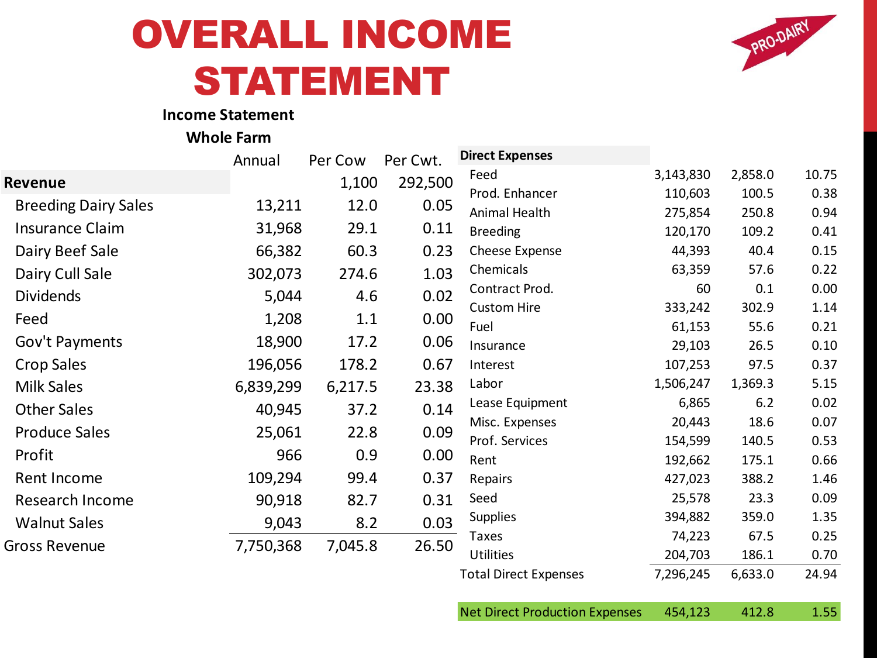# OVERALL INCOME STATEMENT

PRO-DAIRY

**Income Statement**

**Whole Farm**

| | Annual | Per Cow | Per Cwt. |
|---|---|---|---|
| **Revenue** | | 1,100 | 292,500 |
| Breeding Dairy Sales | 13,211 | 12.0 | 0.05 |
| Insurance Claim | 31,968 | 29.1 | 0.11 |
| Dairy Beef Sale | 66,382 | 60.3 | 0.23 |
| Dairy Cull Sale | 302,073 | 274.6 | 1.03 |
| Dividends | 5,044 | 4.6 | 0.02 |
| Feed | 1,208 | 1.1 | 0.00 |
| Gov't Payments | 18,900 | 17.2 | 0.06 |
| Crop Sales | 196,056 | 178.2 | 0.67 |
| Milk Sales | 6,839,299 | 6,217.5 | 23.38 |
| Other Sales | 40,945 | 37.2 | 0.14 |
| Produce Sales | 25,061 | 22.8 | 0.09 |
| Profit | 966 | 0.9 | 0.00 |
| Rent Income | 109,294 | 99.4 | 0.37 |
| Research Income | 90,918 | 82.7 | 0.31 |
| Walnut Sales | 9,043 | 8.2 | 0.03 |
| Gross Revenue | 7,750,368 | 7,045.8 | 26.50 |

| **Direct Expenses** | | | |
|---|---|---|---|
| Feed | 3,143,830 | 2,858.0 | 10.75 |
| Prod. Enhancer | 110,603 | 100.5 | 0.38 |
| Animal Health | 275,854 | 250.8 | 0.94 |
| Breeding | 120,170 | 109.2 | 0.41 |
| Cheese Expense | 44,393 | 40.4 | 0.15 |
| Chemicals | 63,359 | 57.6 | 0.22 |
| Contract Prod. | 60 | 0.1 | 0.00 |
| Custom Hire | 333,242 | 302.9 | 1.14 |
| Fuel | 61,153 | 55.6 | 0.21 |
| Insurance | 29,103 | 26.5 | 0.10 |
| Interest | 107,253 | 97.5 | 0.37 |
| Labor | 1,506,247 | 1,369.3 | 5.15 |
| Lease Equipment | 6,865 | 6.2 | 0.02 |
| Misc. Expenses | 20,443 | 18.6 | 0.07 |
| Prof. Services | 154,599 | 140.5 | 0.53 |
| Rent | 192,662 | 175.1 | 0.66 |
| Repairs | 427,023 | 388.2 | 1.46 |
| Seed | 25,578 | 23.3 | 0.09 |
| Supplies | 394,882 | 359.0 | 1.35 |
| Taxes | 74,223 | 67.5 | 0.25 |
| Utilities | 204,703 | 186.1 | 0.70 |
| Total Direct Expenses | 7,296,245 | 6,633.0 | 24.94 |
| Net Direct Production Expenses | 454,123 | 412.8 | 1.55 |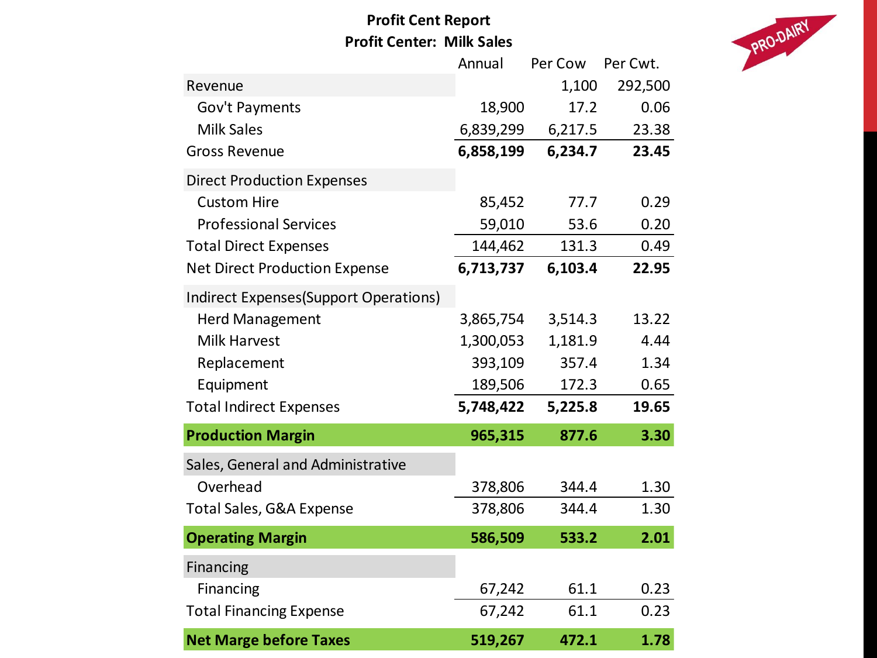**Profit Cent Report**

**Profit Center: Milk Sales**

| | Annual | Per Cow | Per Cwt. |
|---|---|---|---|
| Revenue | | 1,100 | 292,500 |
| Gov't Payments | 18,900 | 17.2 | 0.06 |
| Milk Sales | 6,839,299 | 6,217.5 | 23.38 |
| Gross Revenue | **6,858,199** | **6,234.7** | **23.45** |
| Direct Production Expenses | | | |
| Custom Hire | 85,452 | 77.7 | 0.29 |
| Professional Services | 59,010 | 53.6 | 0.20 |
| Total Direct Expenses | 144,462 | 131.3 | 0.49 |
| Net Direct Production Expense | **6,713,737** | **6,103.4** | **22.95** |
| Indirect Expenses(Support Operations) | | | |
| Herd Management | 3,865,754 | 3,514.3 | 13.22 |
| Milk Harvest | 1,300,053 | 1,181.9 | 4.44 |
| Replacement | 393,109 | 357.4 | 1.34 |
| Equipment | 189,506 | 172.3 | 0.65 |
| Total Indirect Expenses | **5,748,422** | **5,225.8** | **19.65** |
| **Production Margin** | **965,315** | **877.6** | **3.30** |
| Sales, General and Administrative | | | |
| Overhead | 378,806 | 344.4 | 1.30 |
| Total Sales, G&A Expense | 378,806 | 344.4 | 1.30 |
| **Operating Margin** | **586,509** | **533.2** | **2.01** |
| Financing | | | |
| Financing | 67,242 | 61.1 | 0.23 |
| Total Financing Expense | 67,242 | 61.1 | 0.23 |
| **Net Marge before Taxes** | **519,267** | **472.1** | **1.78** |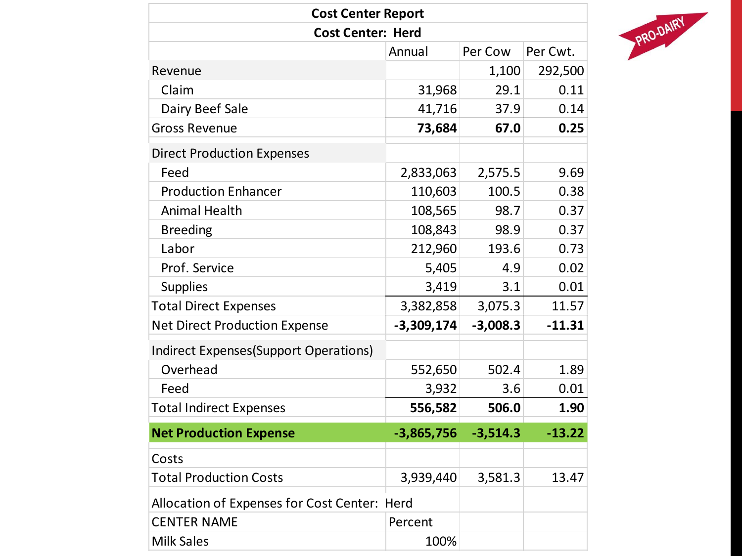| Cost Center Report | | | |
|---|---|---|---|
| **Cost Center: Herd** | | | |
| | Annual | Per Cow | Per Cwt. |
| Revenue | | 1,100 | 292,500 |
| Claim | 31,968 | 29.1 | 0.11 |
| Dairy Beef Sale | 41,716 | 37.9 | 0.14 |
| Gross Revenue | **73,684** | **67.0** | **0.25** |
| Direct Production Expenses | | | |
| Feed | 2,833,063 | 2,575.5 | 9.69 |
| Production Enhancer | 110,603 | 100.5 | 0.38 |
| Animal Health | 108,565 | 98.7 | 0.37 |
| Breeding | 108,843 | 98.9 | 0.37 |
| Labor | 212,960 | 193.6 | 0.73 |
| Prof. Service | 5,405 | 4.9 | 0.02 |
| Supplies | 3,419 | 3.1 | 0.01 |
| Total Direct Expenses | 3,382,858 | 3,075.3 | 11.57 |
| Net Direct Production Expense | **-3,309,174** | **-3,008.3** | **-11.31** |
| Indirect Expenses(Support Operations) | | | |
| Overhead | 552,650 | 502.4 | 1.89 |
| Feed | 3,932 | 3.6 | 0.01 |
| Total Indirect Expenses | **556,582** | **506.0** | **1.90** |
| **Net Production Expense** | **-3,865,756** | **-3,514.3** | **-13.22** |
| Costs | | | |
| Total Production Costs | 3,939,440 | 3,581.3 | 13.47 |
| Allocation of Expenses for Cost Center: Herd | | | |
| CENTER NAME | Percent | | |
| Milk Sales | 100% | | |

PRO-DAIRY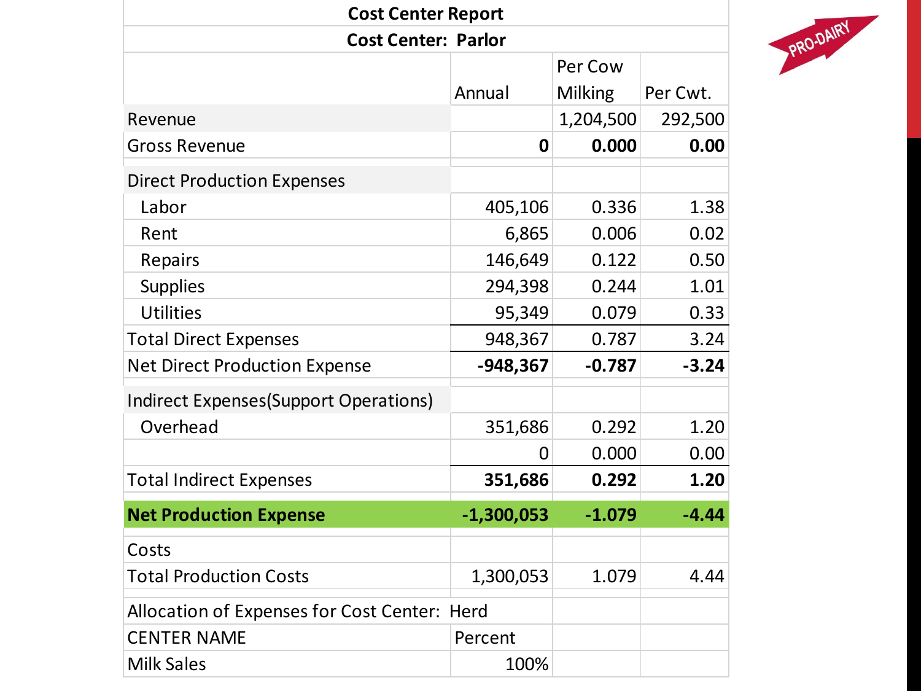| Cost Center Report | | | |
|---|---|---|---|
| Cost Center: Parlor | | | |
| | Annual | Per Cow Milking | Per Cwt. |
| Revenue | | 1,204,500 | 292,500 |
| Gross Revenue | **0** | **0.000** | **0.00** |
| | | | |
| Direct Production Expenses | | | |
| Labor | 405,106 | 0.336 | 1.38 |
| Rent | 6,865 | 0.006 | 0.02 |
| Repairs | 146,649 | 0.122 | 0.50 |
| Supplies | 294,398 | 0.244 | 1.01 |
| Utilities | 95,349 | 0.079 | 0.33 |
| Total Direct Expenses | 948,367 | 0.787 | 3.24 |
| Net Direct Production Expense | **-948,367** | **-0.787** | **-3.24** |
| | | | |
| Indirect Expenses(Support Operations) | | | |
| Overhead | 351,686 | 0.292 | 1.20 |
| | 0 | 0.000 | 0.00 |
| Total Indirect Expenses | **351,686** | **0.292** | **1.20** |
| | | | |
| **Net Production Expense** | **-1,300,053** | **-1.079** | **-4.44** |
| Costs | | | |
| Total Production Costs | 1,300,053 | 1.079 | 4.44 |
| | | | |
| Allocation of Expenses for Cost Center: | Herd | | |
| CENTER NAME | Percent | | |
| Milk Sales | 100% | | |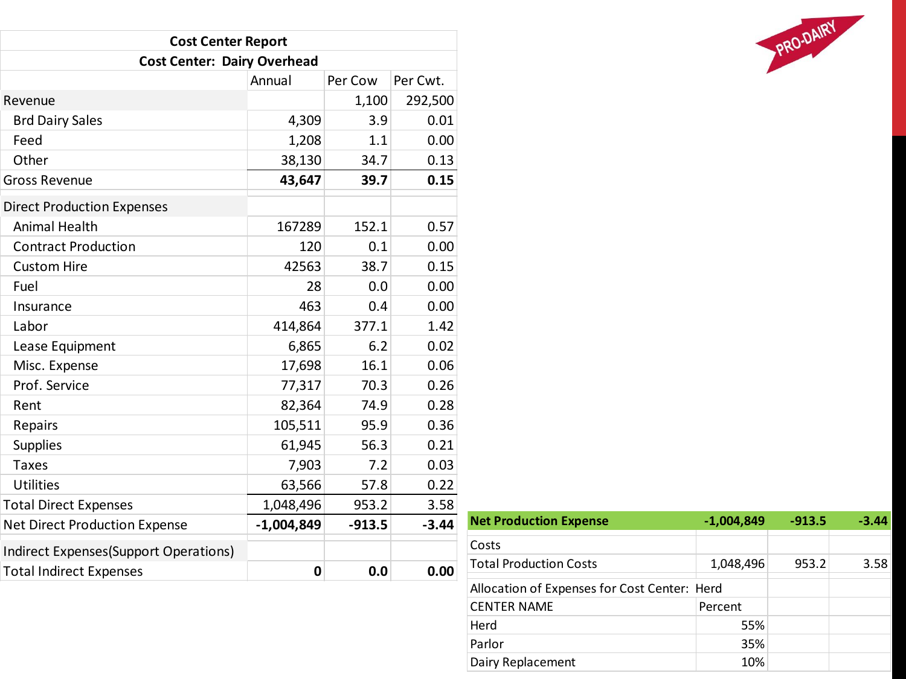| Cost Center Report | | | |
|---|---|---|---|
| **Cost Center: Dairy Overhead** | | | |
| | Annual | Per Cow | Per Cwt. |
| Revenue | | 1,100 | 292,500 |
| Brd Dairy Sales | 4,309 | 3.9 | 0.01 |
| Feed | 1,208 | 1.1 | 0.00 |
| Other | 38,130 | 34.7 | 0.13 |
| Gross Revenue | **43,647** | **39.7** | **0.15** |
| Direct Production Expenses | | | |
| Animal Health | 167289 | 152.1 | 0.57 |
| Contract Production | 120 | 0.1 | 0.00 |
| Custom Hire | 42563 | 38.7 | 0.15 |
| Fuel | 28 | 0.0 | 0.00 |
| Insurance | 463 | 0.4 | 0.00 |
| Labor | 414,864 | 377.1 | 1.42 |
| Lease Equipment | 6,865 | 6.2 | 0.02 |
| Misc. Expense | 17,698 | 16.1 | 0.06 |
| Prof. Service | 77,317 | 70.3 | 0.26 |
| Rent | 82,364 | 74.9 | 0.28 |
| Repairs | 105,511 | 95.9 | 0.36 |
| Supplies | 61,945 | 56.3 | 0.21 |
| Taxes | 7,903 | 7.2 | 0.03 |
| Utilities | 63,566 | 57.8 | 0.22 |
| Total Direct Expenses | 1,048,496 | 953.2 | 3.58 |
| Net Direct Production Expense | **-1,004,849** | **-913.5** | **-3.44** |
| Indirect Expenses(Support Operations) | | | |
| Total Indirect Expenses | **0** | **0.0** | **0.00** |

| **Net Production Expense** | **-1,004,849** | **-913.5** | **-3.44** |
|---|---|---|---|
| Costs | | | |
| Total Production Costs | 1,048,496 | 953.2 | 3.58 |
| Allocation of Expenses for Cost Center: | Herd | | |
| CENTER NAME | Percent | | |
| Herd | 55% | | |
| Parlor | 35% | | |
| Dairy Replacement | 10% | | |

PRO-DAIRY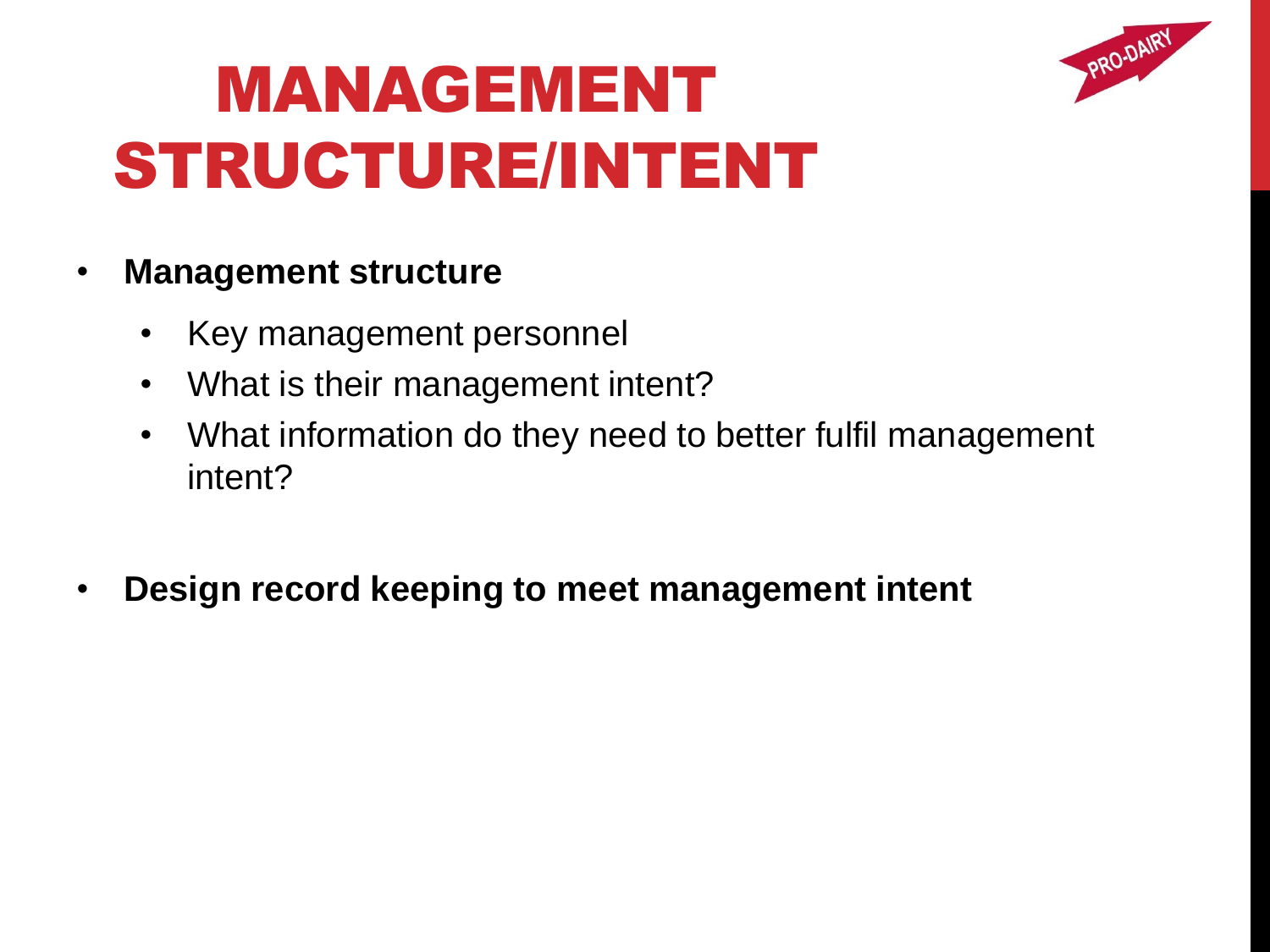# MANAGEMENT STRUCTURE/INTENT

- **Management structure**
  - Key management personnel
  - What is their management intent?
  - What information do they need to better fulfil management intent?

- **Design record keeping to meet management intent**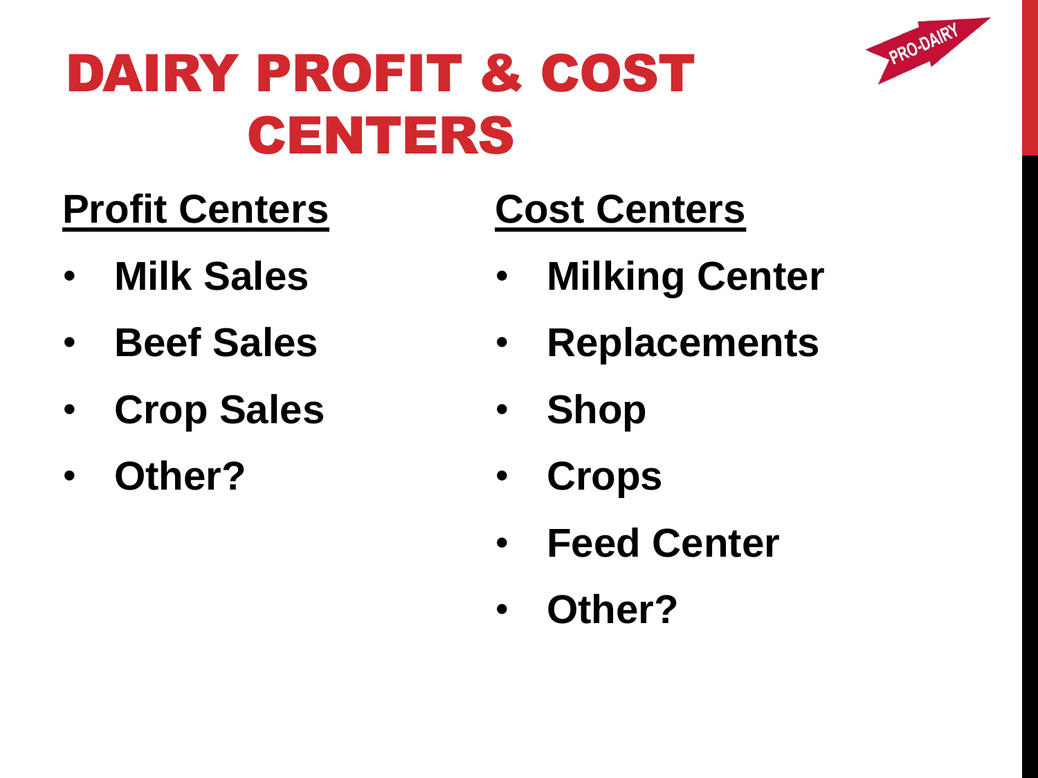# DAIRY PROFIT & COST CENTERS

## Profit Centers

- **Milk Sales**
- **Beef Sales**
- **Crop Sales**
- **Other?**

## Cost Centers

- **Milking Center**
- **Replacements**
- **Shop**
- **Crops**
- **Feed Center**
- **Other?**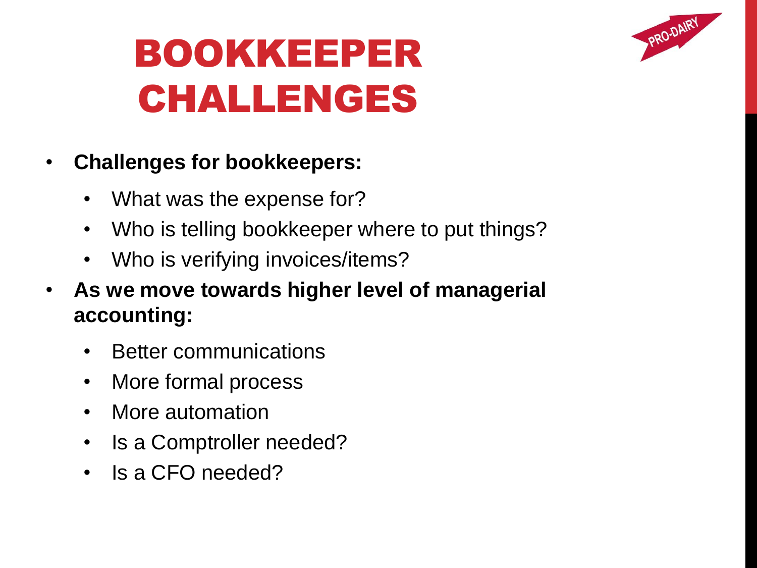# BOOKKEEPER CHALLENGES

- **Challenges for bookkeepers:**
  - What was the expense for?
  - Who is telling bookkeeper where to put things?
  - Who is verifying invoices/items?
- **As we move towards higher level of managerial accounting:**
  - Better communications
  - More formal process
  - More automation
  - Is a Comptroller needed?
  - Is a CFO needed?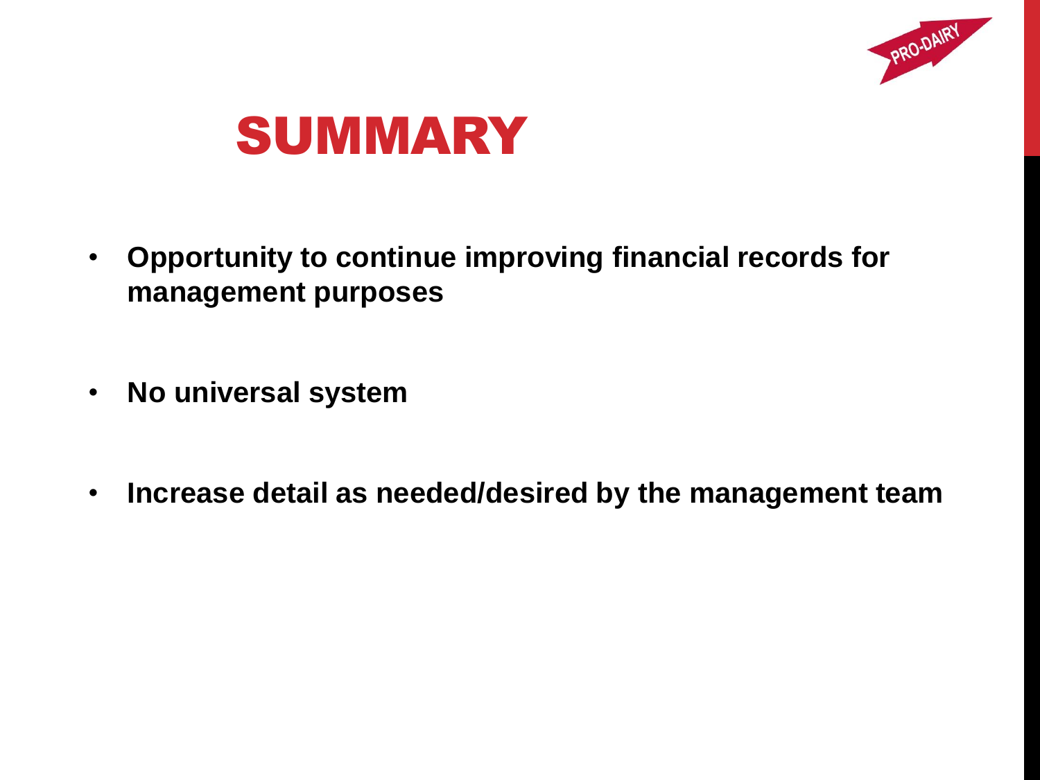# SUMMARY

- **Opportunity to continue improving financial records for management purposes**
- **No universal system**
- **Increase detail as needed/desired by the management team**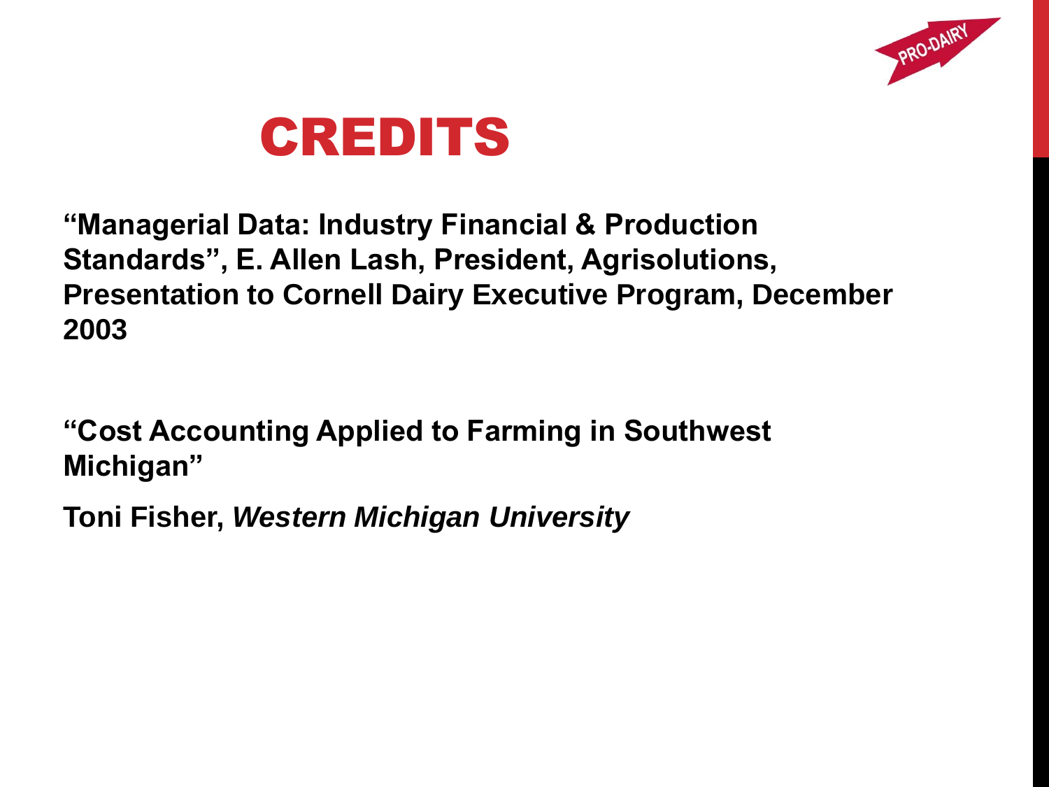# CREDITS

**"Managerial Data: Industry Financial & Production Standards", E. Allen Lash, President, Agrisolutions, Presentation to Cornell Dairy Executive Program, December 2003**

**"Cost Accounting Applied to Farming in Southwest Michigan"**

**Toni Fisher, *Western Michigan University***